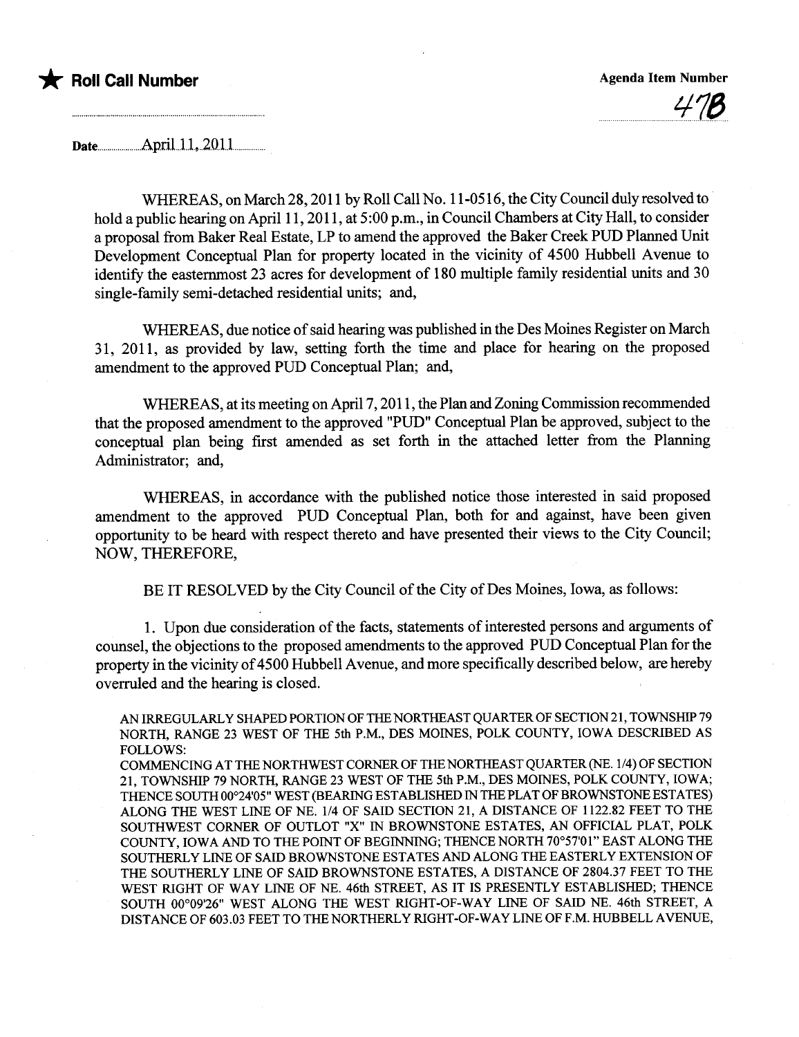★ **Roll Call Number**

**Agenda Item Number**

47B

Date April 11, 2011

WHEREAS, on March 28, 2011 by Roll Call No. 11-0516, the City Council duly resolved to hold a public hearing on April 11, 2011, at 5:00 p.m., in Council Chambers at City Hall, to consider a proposal from Baker Real Estate, LP to amend the approved the Baker Creek PUD Planned Unit Development Conceptual Plan for property located in the vicinity of 4500 Hubbell Avenue to identify the easternmost 23 acres for development of 180 multiple family residential units and 30 single-family semi-detached residential units; and,

WHEREAS, due notice of said hearing was published in the Des Moines Register on March 31, 2011, as provided by law, setting forth the time and place for hearing on the proposed amendment to the approved PUD Conceptual Plan; and,

WHEREAS, at its meeting on April 7, 2011, the Plan and Zoning Commission recommended that the proposed amendment to the approved "PUD" Conceptual Plan be approved, subject to the conceptual plan being first amended as set forth in the attached letter from the Planning Administrator; and,

WHEREAS, in accordance with the published notice those interested in said proposed amendment to the approved PUD Conceptual Plan, both for and against, have been given opportunity to be heard with respect thereto and have presented their views to the City Council; NOW, THEREFORE,

BE IT RESOLVED by the City Council of the City of Des Moines, Iowa, as follows:

1. Upon due consideration of the facts, statements of interested persons and arguments of counsel, the objections to the proposed amendments to the approved PUD Conceptual Plan for the property in the vicinity of 4500 Hubbell Avenue, and more specifically described below, are hereby overruled and the hearing is closed.

AN IRREGULARLY SHAPED PORTION OF THE NORTHEAST QUARTER OF SECTION 21, TOWNSHIP 79 NORTH, RANGE 23 WEST OF THE 5th P.M., DES MOINES, POLK COUNTY, IOWA DESCRIBED AS FOLLOWS:
COMMENCING AT THE NORTHWEST CORNER OF THE NORTHEAST QUARTER (NE. 1/4) OF SECTION 21, TOWNSHIP 79 NORTH, RANGE 23 WEST OF THE 5th P.M., DES MOINES, POLK COUNTY, IOWA; THENCE SOUTH 00°24'05" WEST (BEARING ESTABLISHED IN THE PLAT OF BROWNSTONE ESTATES) ALONG THE WEST LINE OF NE. 1/4 OF SAID SECTION 21, A DISTANCE OF 1122.82 FEET TO THE SOUTHWEST CORNER OF OUTLOT "X" IN BROWNSTONE ESTATES, AN OFFICIAL PLAT, POLK COUNTY, IOWA AND TO THE POINT OF BEGINNING; THENCE NORTH 70°57'01" EAST ALONG THE SOUTHERLY LINE OF SAID BROWNSTONE ESTATES AND ALONG THE EASTERLY EXTENSION OF THE SOUTHERLY LINE OF SAID BROWNSTONE ESTATES, A DISTANCE OF 2804.37 FEET TO THE WEST RIGHT OF WAY LINE OF NE. 46th STREET, AS IT IS PRESENTLY ESTABLISHED; THENCE SOUTH 00°09'26" WEST ALONG THE WEST RIGHT-OF-WAY LINE OF SAID NE. 46th STREET, A DISTANCE OF 603.03 FEET TO THE NORTHERLY RIGHT-OF-WAY LINE OF F.M. HUBBELL AVENUE,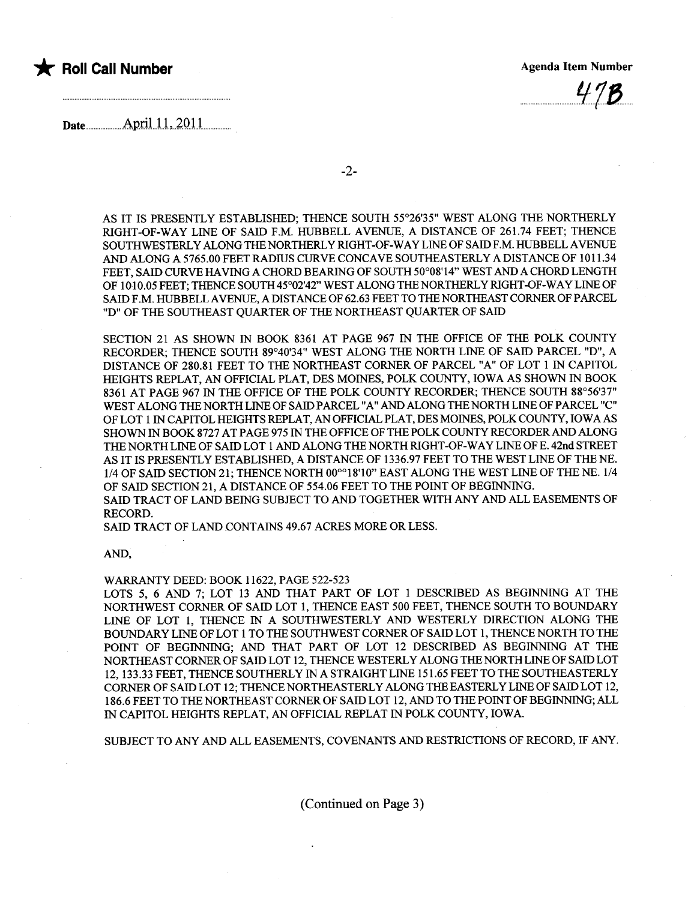★ **Roll Call Number**

Agenda Item Number

47B

Date April 11, 2011

AS IT IS PRESENTLY ESTABLISHED; THENCE SOUTH 55°26'35" WEST ALONG THE NORTHERLY RIGHT-OF-WAY LINE OF SAID F.M. HUBBELL AVENUE, A DISTANCE OF 261.74 FEET; THENCE SOUTHWESTERLY ALONG THE NORTHERLY RIGHT-OF-WAY LINE OF SAID F.M. HUBBELL AVENUE AND ALONG A 5765.00 FEET RADIUS CURVE CONCAVE SOUTHEASTERLY A DISTANCE OF 1011.34 FEET, SAID CURVE HAVING A CHORD BEARING OF SOUTH 50°08'14" WEST AND A CHORD LENGTH OF 1010.05 FEET; THENCE SOUTH 45°02'42" WEST ALONG THE NORTHERLY RIGHT-OF-WAY LINE OF SAID F.M. HUBBELL AVENUE, A DISTANCE OF 62.63 FEET TO THE NORTHEAST CORNER OF PARCEL "D" OF THE SOUTHEAST QUARTER OF THE NORTHEAST QUARTER OF SAID

SECTION 21 AS SHOWN IN BOOK 8361 AT PAGE 967 IN THE OFFICE OF THE POLK COUNTY RECORDER; THENCE SOUTH 89°40'34" WEST ALONG THE NORTH LINE OF SAID PARCEL "D", A DISTANCE OF 280.81 FEET TO THE NORTHEAST CORNER OF PARCEL "A" OF LOT 1 IN CAPITOL HEIGHTS REPLAT, AN OFFICIAL PLAT, DES MOINES, POLK COUNTY, IOWA AS SHOWN IN BOOK 8361 AT PAGE 967 IN THE OFFICE OF THE POLK COUNTY RECORDER; THENCE SOUTH 88°56'37" WEST ALONG THE NORTH LINE OF SAID PARCEL "A" AND ALONG THE NORTH LINE OF PARCEL "C" OF LOT 1 IN CAPITOL HEIGHTS REPLAT, AN OFFICIAL PLAT, DES MOINES, POLK COUNTY, IOWA AS SHOWN IN BOOK 8727 AT PAGE 975 IN THE OFFICE OF THE POLK COUNTY RECORDER AND ALONG THE NORTH LINE OF SAID LOT 1 AND ALONG THE NORTH RIGHT-OF-WAY LINE OF E. 42nd STREET AS IT IS PRESENTLY ESTABLISHED, A DISTANCE OF 1336.97 FEET TO THE WEST LINE OF THE NE. 1/4 OF SAID SECTION 21; THENCE NORTH 00°°18'10" EAST ALONG THE WEST LINE OF THE NE. 1/4 OF SAID SECTION 21, A DISTANCE OF 554.06 FEET TO THE POINT OF BEGINNING.
SAID TRACT OF LAND BEING SUBJECT TO AND TOGETHER WITH ANY AND ALL EASEMENTS OF RECORD.
SAID TRACT OF LAND CONTAINS 49.67 ACRES MORE OR LESS.

AND,

WARRANTY DEED: BOOK 11622, PAGE 522-523
LOTS 5, 6 AND 7; LOT 13 AND THAT PART OF LOT 1 DESCRIBED AS BEGINNING AT THE NORTHWEST CORNER OF SAID LOT 1, THENCE EAST 500 FEET, THENCE SOUTH TO BOUNDARY LINE OF LOT 1, THENCE IN A SOUTHWESTERLY AND WESTERLY DIRECTION ALONG THE BOUNDARY LINE OF LOT 1 TO THE SOUTHWEST CORNER OF SAID LOT 1, THENCE NORTH TO THE POINT OF BEGINNING; AND THAT PART OF LOT 12 DESCRIBED AS BEGINNING AT THE NORTHEAST CORNER OF SAID LOT 12, THENCE WESTERLY ALONG THE NORTH LINE OF SAID LOT 12, 133.33 FEET, THENCE SOUTHERLY IN A STRAIGHT LINE 151.65 FEET TO THE SOUTHEASTERLY CORNER OF SAID LOT 12; THENCE NORTHEASTERLY ALONG THE EASTERLY LINE OF SAID LOT 12, 186.6 FEET TO THE NORTHEAST CORNER OF SAID LOT 12, AND TO THE POINT OF BEGINNING; ALL IN CAPITOL HEIGHTS REPLAT, AN OFFICIAL REPLAT IN POLK COUNTY, IOWA.

SUBJECT TO ANY AND ALL EASEMENTS, COVENANTS AND RESTRICTIONS OF RECORD, IF ANY.

(Continued on Page 3)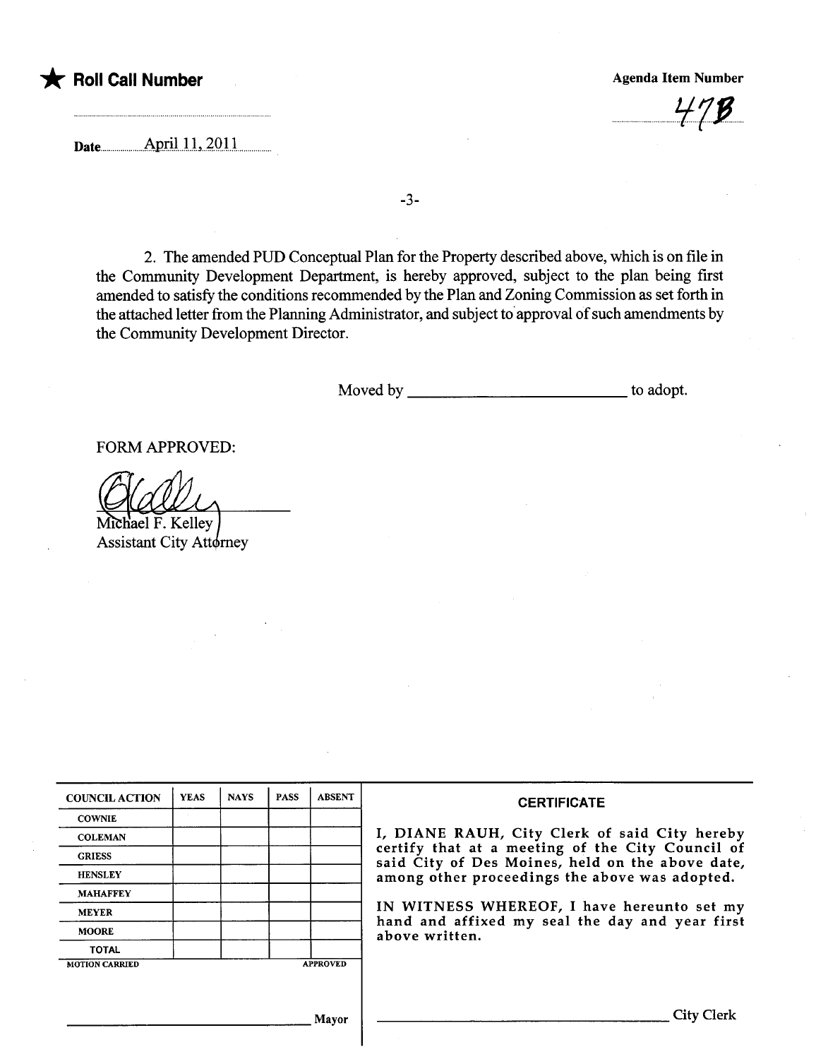★ **Roll Call Number**

**Agenda Item Number**

47B

Date April 11, 2011

2. The amended PUD Conceptual Plan for the Property described above, which is on file in the Community Development Department, is hereby approved, subject to the plan being first amended to satisfy the conditions recommended by the Plan and Zoning Commission as set forth in the attached letter from the Planning Administrator, and subject to approval of such amendments by the Community Development Director.

Moved by ____________________________ to adopt.

FORM APPROVED:

Michael F. Kelley
Assistant City Attorney

| COUNCIL ACTION | YEAS | NAYS | PASS | ABSENT |
|---|---|---|---|---|
| COWNIE | | | | |
| COLEMAN | | | | |
| GRIESS | | | | |
| HENSLEY | | | | |
| MAHAFFEY | | | | |
| MEYER | | | | |
| MOORE | | | | |
| TOTAL | | | | |
| MOTION CARRIED | | | | APPROVED |

_____________________________ Mayor

**CERTIFICATE**

I, DIANE RAUH, City Clerk of said City hereby certify that at a meeting of the City Council of said City of Des Moines, held on the above date, among other proceedings the above was adopted.

IN WITNESS WHEREOF, I have hereunto set my hand and affixed my seal the day and year first above written.

_____________________________ City Clerk